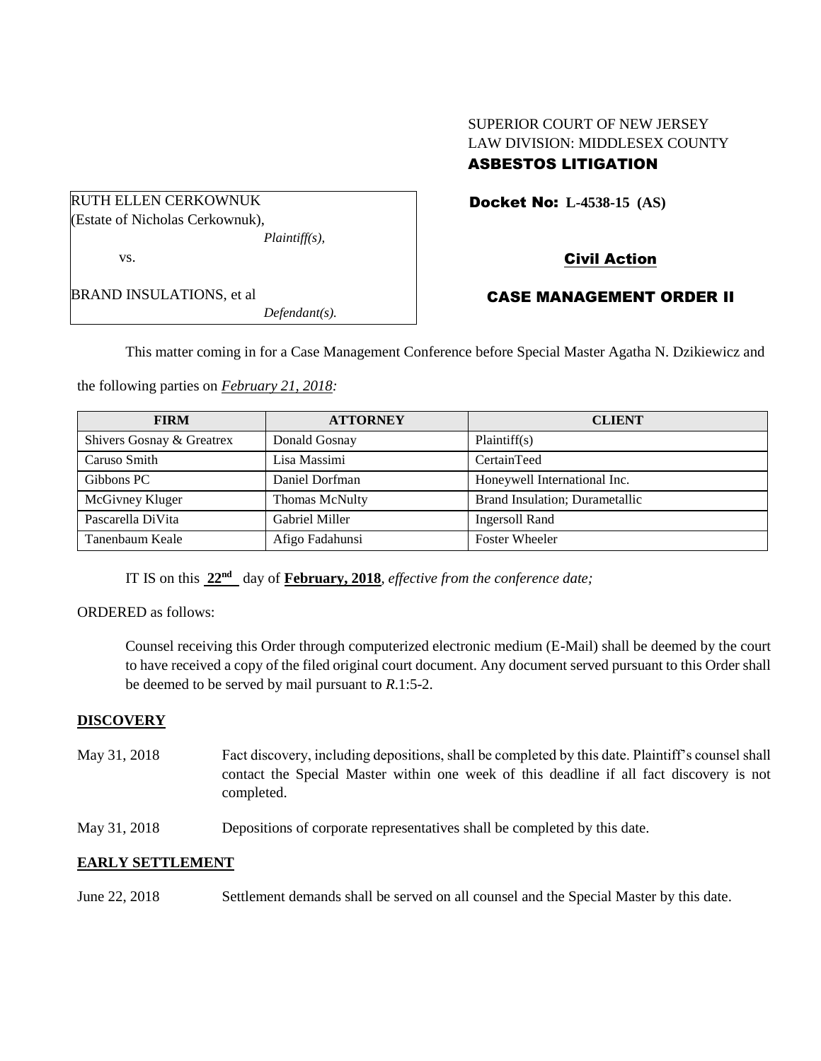SUPERIOR COURT OF NEW JERSEY
LAW DIVISION: MIDDLESEX COUNTY
**ASBESTOS LITIGATION**

RUTH ELLEN CERKOWNUK
(Estate of Nicholas Cerkownuk),
*Plaintiff(s),*

vs.

BRAND INSULATIONS, et al
*Defendant(s).*

**Docket No: L-4538-15 (AS)**

**Civil Action**

**CASE MANAGEMENT ORDER II**

This matter coming in for a Case Management Conference before Special Master Agatha N. Dzikiewicz and the following parties on *February 21, 2018:*

| FIRM | ATTORNEY | CLIENT |
|---|---|---|
| Shivers Gosnay & Greatrex | Donald Gosnay | Plaintiff(s) |
| Caruso Smith | Lisa Massimi | CertainTeed |
| Gibbons PC | Daniel Dorfman | Honeywell International Inc. |
| McGivney Kluger | Thomas McNulty | Brand Insulation; Durametallic |
| Pascarella DiVita | Gabriel Miller | Ingersoll Rand |
| Tanenbaum Keale | Afigo Fadahunsi | Foster Wheeler |

IT IS on this **22nd** day of **February, 2018**, *effective from the conference date;*

ORDERED as follows:

Counsel receiving this Order through computerized electronic medium (E-Mail) shall be deemed by the court to have received a copy of the filed original court document. Any document served pursuant to this Order shall be deemed to be served by mail pursuant to *R*.1:5-2.

## DISCOVERY

May 31, 2018 Fact discovery, including depositions, shall be completed by this date. Plaintiff's counsel shall contact the Special Master within one week of this deadline if all fact discovery is not completed.

May 31, 2018 Depositions of corporate representatives shall be completed by this date.

## EARLY SETTLEMENT

June 22, 2018 Settlement demands shall be served on all counsel and the Special Master by this date.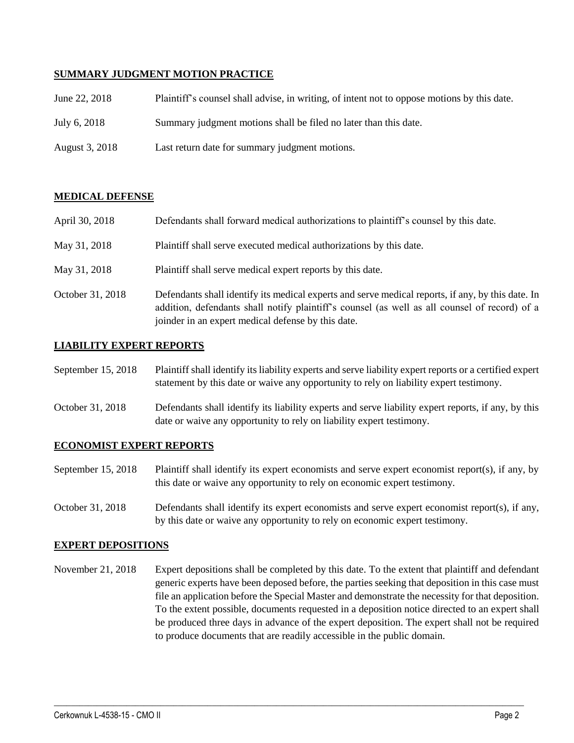## SUMMARY JUDGMENT MOTION PRACTICE

| | |
|---|---|
| June 22, 2018 | Plaintiff's counsel shall advise, in writing, of intent not to oppose motions by this date. |
| July 6, 2018 | Summary judgment motions shall be filed no later than this date. |
| August 3, 2018 | Last return date for summary judgment motions. |

## MEDICAL DEFENSE

| | |
|---|---|
| April 30, 2018 | Defendants shall forward medical authorizations to plaintiff's counsel by this date. |
| May 31, 2018 | Plaintiff shall serve executed medical authorizations by this date. |
| May 31, 2018 | Plaintiff shall serve medical expert reports by this date. |
| October 31, 2018 | Defendants shall identify its medical experts and serve medical reports, if any, by this date. In addition, defendants shall notify plaintiff's counsel (as well as all counsel of record) of a joinder in an expert medical defense by this date. |

## LIABILITY EXPERT REPORTS

| | |
|---|---|
| September 15, 2018 | Plaintiff shall identify its liability experts and serve liability expert reports or a certified expert statement by this date or waive any opportunity to rely on liability expert testimony. |
| October 31, 2018 | Defendants shall identify its liability experts and serve liability expert reports, if any, by this date or waive any opportunity to rely on liability expert testimony. |

## ECONOMIST EXPERT REPORTS

| | |
|---|---|
| September 15, 2018 | Plaintiff shall identify its expert economists and serve expert economist report(s), if any, by this date or waive any opportunity to rely on economic expert testimony. |
| October 31, 2018 | Defendants shall identify its expert economists and serve expert economist report(s), if any, by this date or waive any opportunity to rely on economic expert testimony. |

## EXPERT DEPOSITIONS

| | |
|---|---|
| November 21, 2018 | Expert depositions shall be completed by this date. To the extent that plaintiff and defendant generic experts have been deposed before, the parties seeking that deposition in this case must file an application before the Special Master and demonstrate the necessity for that deposition. To the extent possible, documents requested in a deposition notice directed to an expert shall be produced three days in advance of the expert deposition. The expert shall not be required to produce documents that are readily accessible in the public domain. |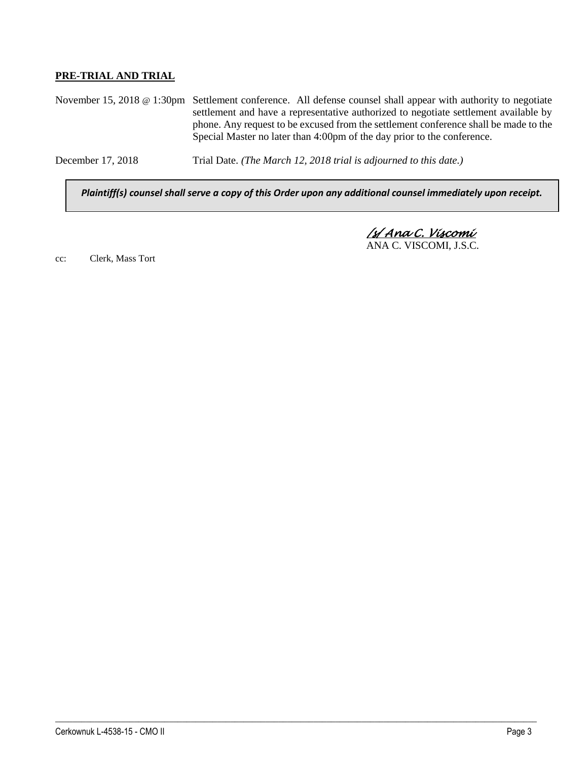**PRE-TRIAL AND TRIAL**

| | |
|---|---|
| November 15, 2018 @ 1:30pm | Settlement conference. All defense counsel shall appear with authority to negotiate settlement and have a representative authorized to negotiate settlement available by phone. Any request to be excused from the settlement conference shall be made to the Special Master no later than 4:00pm of the day prior to the conference. |
| December 17, 2018 | Trial Date. *(The March 12, 2018 trial is adjourned to this date.)* |

***Plaintiff(s) counsel shall serve a copy of this Order upon any additional counsel immediately upon receipt.***

*/s/ Ana C. Viscomi*
ANA C. VISCOMI, J.S.C.

cc: Clerk, Mass Tort